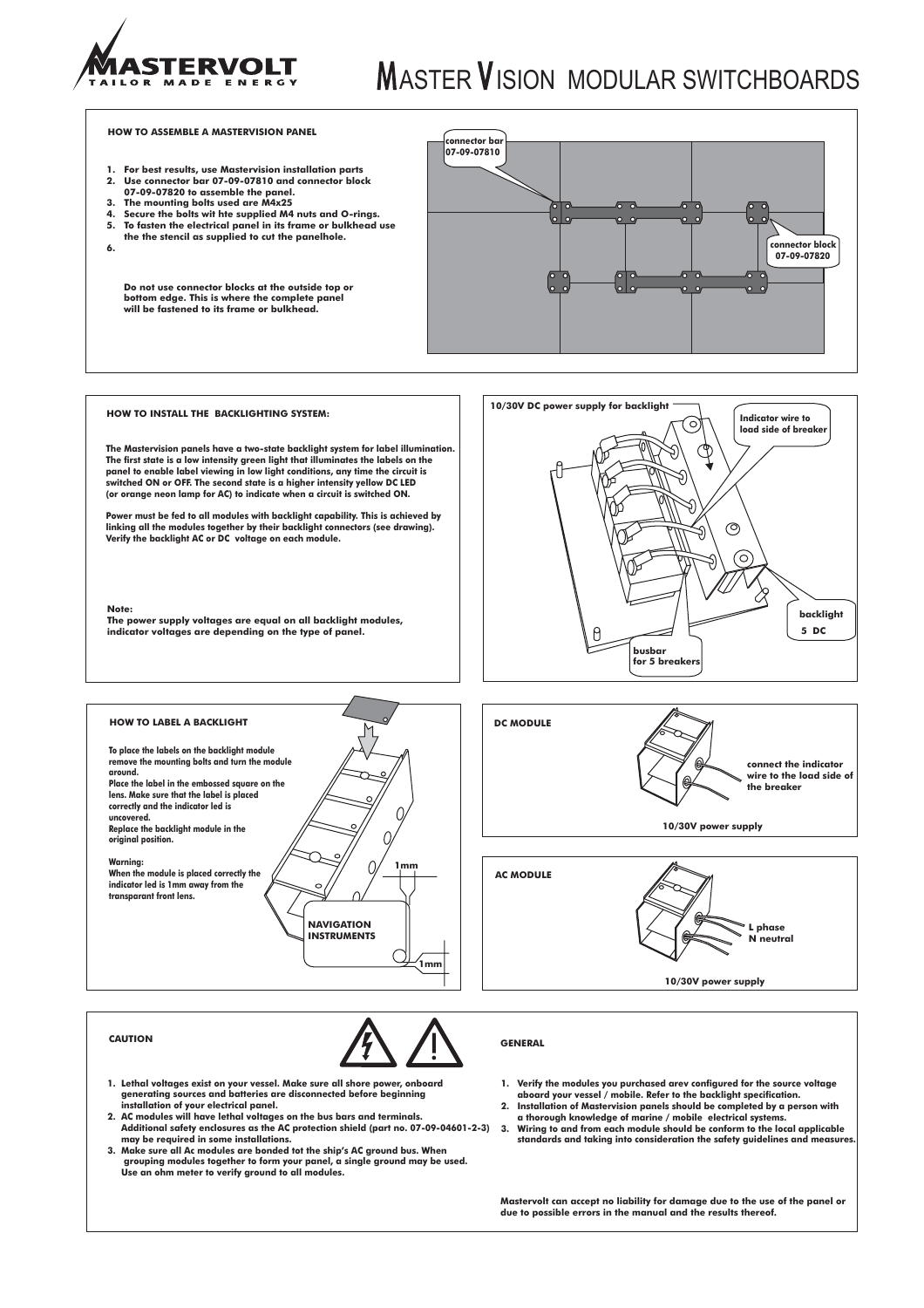# MASTER VISION MODULAR SWITCHBOARDS

### HOW TO ASSEMBLE A MASTERVISION PANEL

1. For best results, use Mastervision installation parts
2. Use connector bar 07-09-07810 and connector block 07-09-07820 to assemble the panel.
3. The mounting bolts used are M4x25
4. Secure the bolts wit hte supplied M4 nuts and O-rings.
5. To fasten the electrical panel in its frame or bulkhead use the the stencil as supplied to cut the panelhole.
6.

Do not use connector blocks at the outside top or bottom edge. This is where the complete panel will be fastened to its frame or bulkhead.

connector bar 07-09-07810

connector block 07-09-07820

### HOW TO INSTALL THE BACKLIGHTING SYSTEM:

The Mastervision panels have a two-state backlight system for label illumination. The first state is a low intensity green light that illuminates the labels on the panel to enable label viewing in low light conditions, any time the circuit is switched ON or OFF. The second state is a higher intensity yellow DC LED (or orange neon lamp for AC) to indicate when a circuit is switched ON.

Power must be fed to all modules with backlight capability. This is achieved by linking all the modules together by their backlight connectors (see drawing). Verify the backlight AC or DC voltage on each module.

**Note:**
The power supply voltages are equal on all backlight modules, indicator voltages are depending on the type of panel.

10/30V DC power supply for backlight

Indicator wire to load side of breaker

backlight 5 DC

busbar for 5 breakers

### HOW TO LABEL A BACKLIGHT

To place the labels on the backlight module remove the mounting bolts and turn the module around.
Place the label in the embossed square on the lens. Make sure that the label is placed correctly and the indicator led is uncovered.
Replace the backlight module in the original position.

**Warning:**
When the module is placed correctly the indicator led is 1mm away from the transparant front lens.

1mm

NAVIGATION INSTRUMENTS

1mm

### DC MODULE

connect the indicator wire to the load side of the breaker

10/30V power supply

### AC MODULE

L phase
N neutral

10/30V power supply

### CAUTION

1. Lethal voltages exist on your vessel. Make sure all shore power, onboard generating sources and batteries are disconnected before beginning installation of your electrical panel.
2. AC modules will have lethal voltages on the bus bars and terminals. Additional safety enclosures as the AC protection shield (part no. 07-09-04601-2-3) may be required in some installations.
3. Make sure all Ac modules are bonded tot the ship's AC ground bus. When grouping modules together to form your panel, a single ground may be used. Use an ohm meter to verify ground to all modules.

### GENERAL

1. Verify the modules you purchased arev configured for the source voltage aboard your vessel / mobile. Refer to the backlight specification.
2. Installation of Mastervision panels should be completed by a person with a thorough knowledge of marine / mobile electrical systems.
3. Wiring to and from each module should be conform to the local applicable standards and taking into consideration the safety guidelines and measures.

Mastervolt can accept no liability for damage due to the use of the panel or due to possible errors in the manual and the results thereof.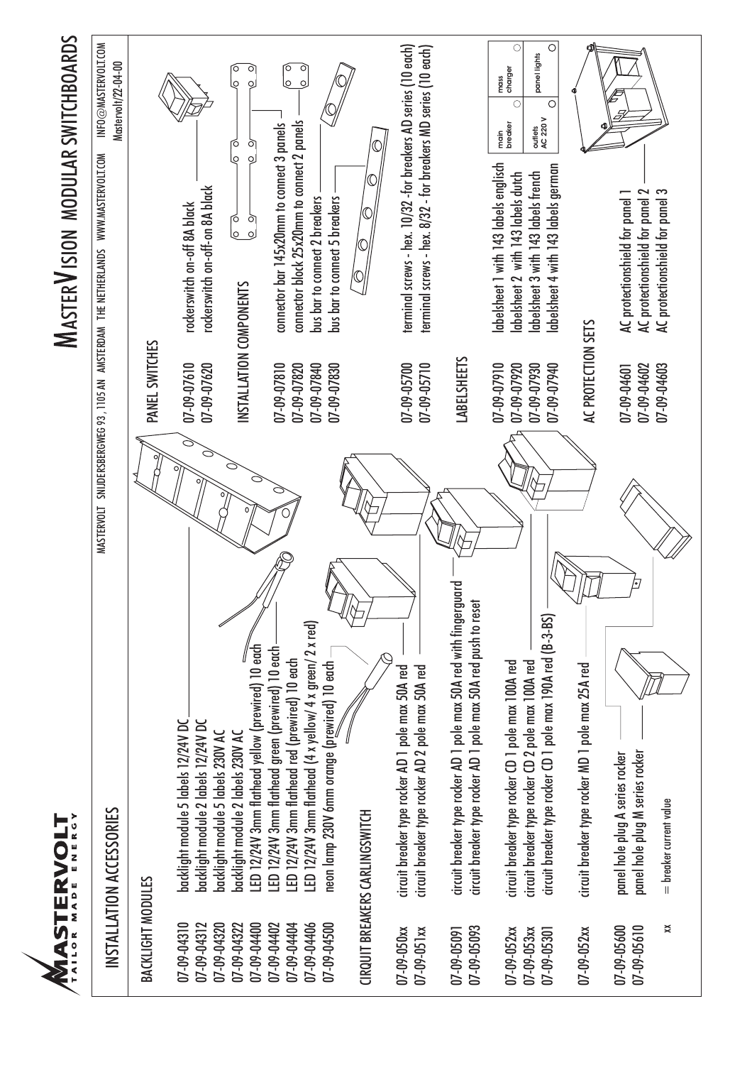# MASTERVOLT TAILOR MADE ENERGY

# MASTERVISION MODULAR SWITCHBOARDS

MASTERVOLT SNIJDERSBERGWEG 93, 1105 AN AMSTERDAM THE NETHERLANDS WWW.MASTERVOLT.COM INFO@MASTERVOLT.COM

Mastervolt/22-04-00

## INSTALLATION ACCESSORIES

### BACKLIGHT MODULES

| | |
|---|---|
| 07-09-04310 | backlight module 5 labels 12/24V DC |
| 07-09-04312 | backlight module 2 labels 12/24V DC |
| 07-09-04320 | backlight module 5 labels 230V AC |
| 07-09-04322 | backlight module 2 labels 230V AC |
| 07-09-04400 | LED 12/24V 3mm flathead yellow (prewired) 10 each |
| 07-09-04402 | LED 12/24V 3mm flathead green (prewired) 10 each |
| 07-09-04404 | LED 12/24V 3mm flathead red (prewired) 10 each |
| 07-09-04406 | LED 12/24V 3mm flathead (4 x yellow/ 4 x green/ 2 x red) |
| 07-09-04500 | neon lamp 230V 6mm orange (prewired) 10 each |

### CIRQUIT BREAKERS CARLINGSWITCH

| | |
|---|---|
| 07-09-050xx | circuit breaker type rocker AD 1 pole max 50A red |
| 07-09-051xx | circuit breaker type rocker AD 2 pole max 50A red |
| 07-09-05091 | circuit breaker type rocker AD 1 pole max 50A red with fingerguard |
| 07-09-05093 | circuit breaker type rocker AD 1 pole max 50A red push to reset |
| 07-09-052xx | circuit breaker type rocker CD 1 pole max 100A red |
| 07-09-053xx | circuit breaker type rocker CD 2 pole max 100A red |
| 07-09-05301 | circuit breaker type rocker CD 1 pole max 190A red (B-3-BS) |
| 07-09-052xx | circuit breaker type rocker MD 1 pole max 25A red |
| 07-09-05600 | panel hole plug A series rocker |
| 07-09-05610 | panel hole plug M series rocker |

xx = breaker current value

### PANEL SWITCHES

| | |
|---|---|
| 07-09-07610 | rockerswitch on-off 8A black |
| 07-09-07620 | rockerswitch on-off-on 8A black |

### INSTALLATION COMPONENTS

| | |
|---|---|
| 07-09-07810 | connector bar 145x20mm to connect 3 panels |
| 07-09-07820 | connector block 25x20mm to connect 2 panels |
| 07-09-07840 | bus bar to connect 2 breakers |
| 07-09-07830 | bus bar to connect 5 breakers |
| 07-09-05700 | terminal screws - hex. 10/32 -for breakers AD series (10 each) |
| 07-09-05710 | terminal screws - hex. 8/32 - for breakers MD series (10 each) |

### LABELSHEETS

| | |
|---|---|
| 07-09-07910 | labelsheet 1 with 143 labels englisch |
| 07-09-07920 | labelsheet 2 with 143 labels dutch |
| 07-09-07930 | labelsheet 3 with 143 labels french |
| 07-09-07940 | labelsheet 4 with 143 labels german |

main breaker · mass charger · outlets AC 220 V · panel lights

### AC PROTECTION SETS

| | |
|---|---|
| 07-09-04601 | AC protectionshield for panel 1 |
| 07-09-04602 | AC protectionshield for panel 2 |
| 07-09-04603 | AC protectionshield for panel 3 |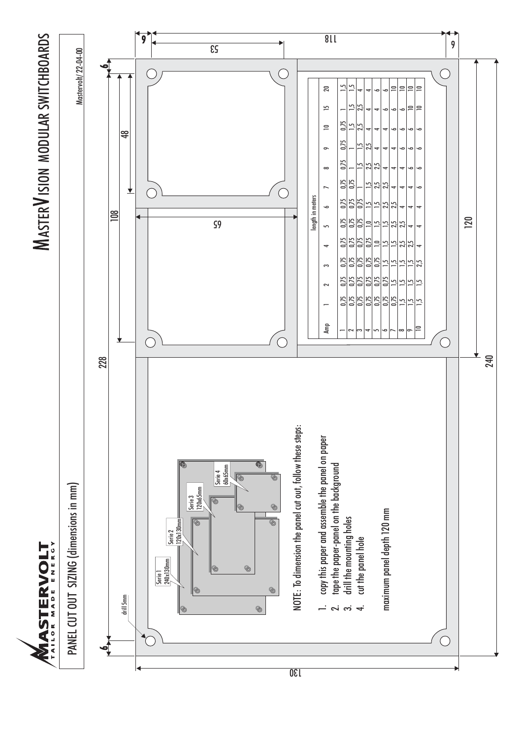# MasterVision Modular Switchboards

MASTERVOLT TAILOR MADE ENERGY

## PANEL CUT OUT SIZING (dimensions in mm)

Mastervolt/22-04-00

228

6

108

48

6

6

53

118

6

65

120

240

130

drill 5mm

Serie 1 240x130mm

Serie 2 120x130mm

Serie 3 120x65mm

Serie 4 60x65mm

NOTE: To dimension the panel cut out, follow these steps:

1. copy this paper and assemble the panel on paper
2. tape the paper-panel on the background
3. drill the mounting holes
4. cut the panel hole

maximum panel depth 120 mm

| Amp | length in meters | | | | | | | | | | |
|---|---|---|---|---|---|---|---|---|---|---|---|
| | 1 | 2 | 3 | 4 | 5 | 6 | 7 | 8 | 9 | 10 | 15 | 20 |
| 1 | 0,75 | 0,75 | 0,75 | 0,75 | 0,75 | 0,75 | 0,75 | 0,75 | 0,75 | 0,75 | 1 | 1,5 |
| 2 | 0,75 | 0,75 | 0,75 | 0,75 | 0,75 | 0,75 | 0,75 | 1 | 1 | 1,5 | 1,5 | 1,5 |
| 3 | 0,75 | 0,75 | 0,75 | 0,75 | 0,75 | 0,75 | 1 | 1,5 | 1,5 | 2,5 | 2,5 | 4 |
| 4 | 0,75 | 0,75 | 0,75 | 0,75 | 1,0 | 1,5 | 1,5 | 2,5 | 2,5 | 4 | 4 | 4 |
| 5 | 0,75 | 0,75 | 0,75 | 1,0 | 1,5 | 1,5 | 2,5 | 2,5 | 4 | 4 | 4 | 6 |
| 6 | 0,75 | 0,75 | 1,5 | 1,5 | 1,5 | 2,5 | 2,5 | 4 | 4 | 4 | 6 | 6 |
| 7 | 0,75 | 1,5 | 1,5 | 1,5 | 2,5 | 2,5 | 4 | 4 | 4 | 6 | 6 | 10 |
| 8 | 1,5 | 1,5 | 1,5 | 2,5 | 2,5 | 4 | 4 | 4 | 6 | 6 | 6 | 10 |
| 9 | 1,5 | 1,5 | 1,5 | 2,5 | 4 | 4 | 4 | 6 | 6 | 6 | 10 | 10 |
| 10 | 1,5 | 1,5 | 2,5 | 4 | 4 | 4 | 6 | 6 | 6 | 6 | 10 | 10 |